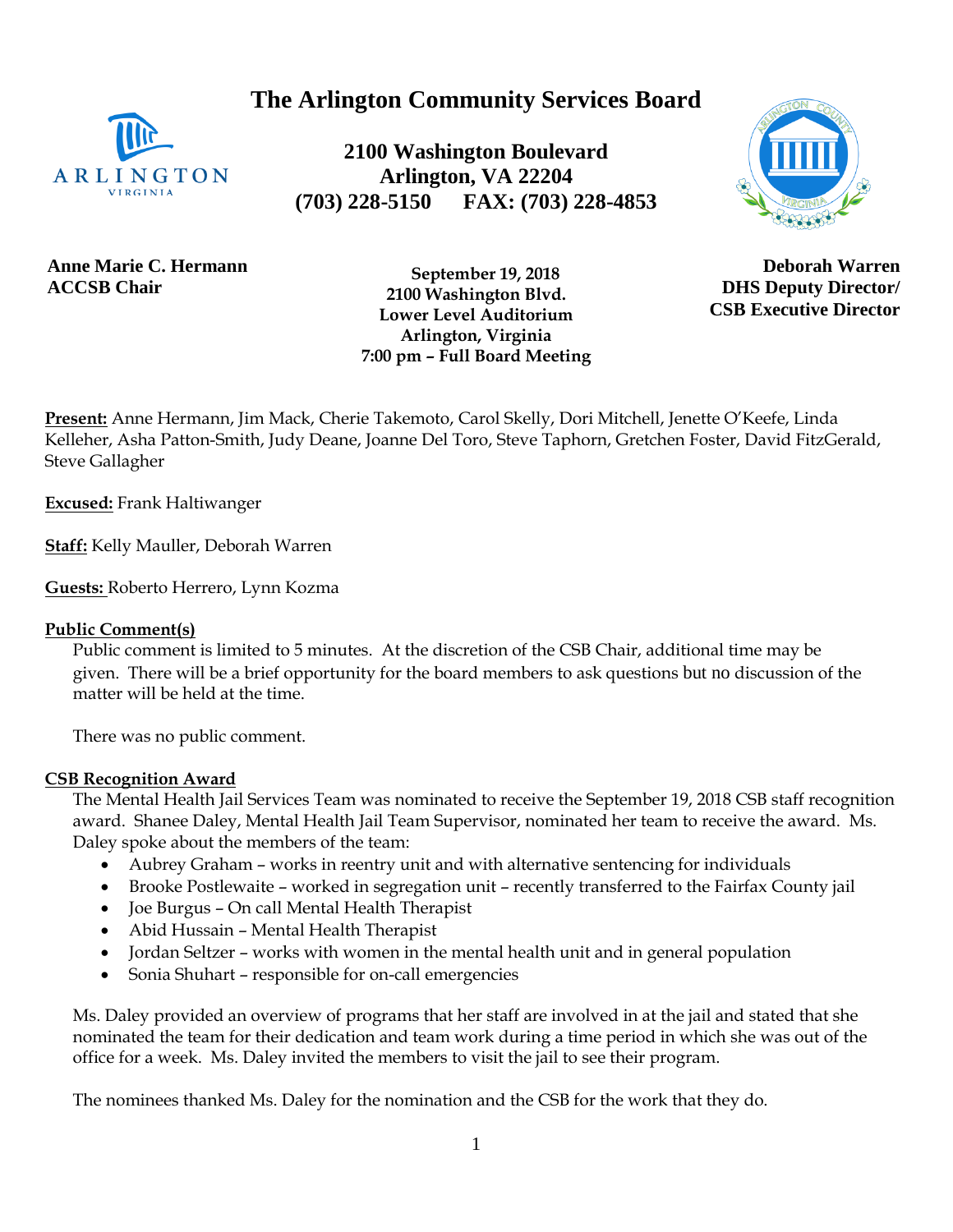# The Arlington Community Services Board

**2100 Washington Boulevard**
**Arlington, VA 22204**
**(703) 228-5150 FAX: (703) 228-4853**

**Anne Marie C. Hermann**
**ACCSB Chair**

**September 19, 2018**
**2100 Washington Blvd.**
**Lower Level Auditorium**
**Arlington, Virginia**
**7:00 pm – Full Board Meeting**

**Deborah Warren**
**DHS Deputy Director/**
**CSB Executive Director**

**Present:** Anne Hermann, Jim Mack, Cherie Takemoto, Carol Skelly, Dori Mitchell, Jenette O'Keefe, Linda Kelleher, Asha Patton-Smith, Judy Deane, Joanne Del Toro, Steve Taphorn, Gretchen Foster, David FitzGerald, Steve Gallagher

**Excused:** Frank Haltiwanger

**Staff:** Kelly Mauller, Deborah Warren

**Guests:** Roberto Herrero, Lynn Kozma

**Public Comment(s)**

Public comment is limited to 5 minutes. At the discretion of the CSB Chair, additional time may be given. There will be a brief opportunity for the board members to ask questions but no discussion of the matter will be held at the time.

There was no public comment.

**CSB Recognition Award**

The Mental Health Jail Services Team was nominated to receive the September 19, 2018 CSB staff recognition award. Shanee Daley, Mental Health Jail Team Supervisor, nominated her team to receive the award. Ms. Daley spoke about the members of the team:

- Aubrey Graham – works in reentry unit and with alternative sentencing for individuals
- Brooke Postlewaite – worked in segregation unit – recently transferred to the Fairfax County jail
- Joe Burgus – On call Mental Health Therapist
- Abid Hussain – Mental Health Therapist
- Jordan Seltzer – works with women in the mental health unit and in general population
- Sonia Shuhart – responsible for on-call emergencies

Ms. Daley provided an overview of programs that her staff are involved in at the jail and stated that she nominated the team for their dedication and team work during a time period in which she was out of the office for a week. Ms. Daley invited the members to visit the jail to see their program.

The nominees thanked Ms. Daley for the nomination and the CSB for the work that they do.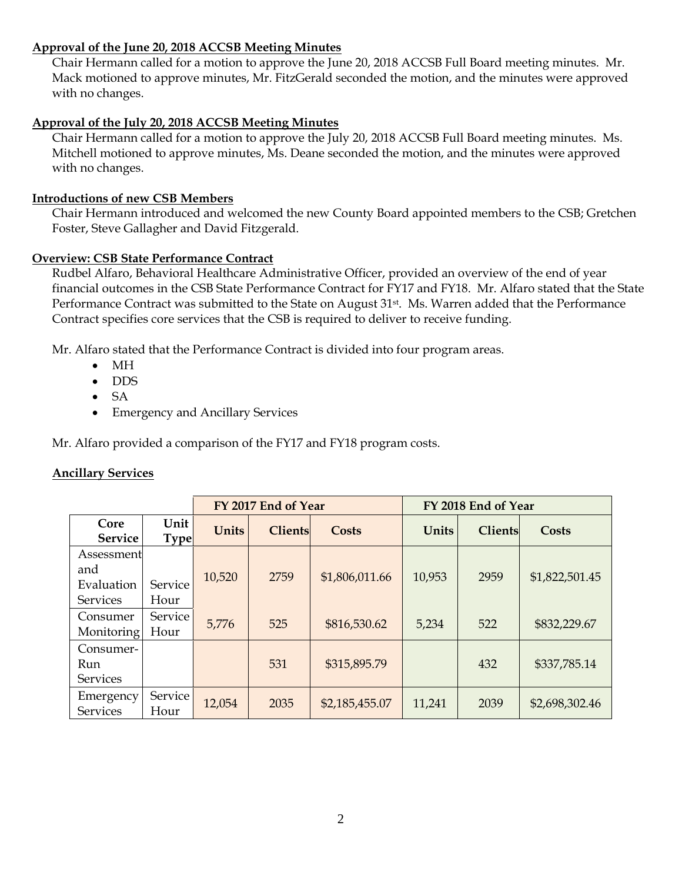**Approval of the June 20, 2018 ACCSB Meeting Minutes**

Chair Hermann called for a motion to approve the June 20, 2018 ACCSB Full Board meeting minutes. Mr. Mack motioned to approve minutes, Mr. FitzGerald seconded the motion, and the minutes were approved with no changes.

**Approval of the July 20, 2018 ACCSB Meeting Minutes**

Chair Hermann called for a motion to approve the July 20, 2018 ACCSB Full Board meeting minutes. Ms. Mitchell motioned to approve minutes, Ms. Deane seconded the motion, and the minutes were approved with no changes.

**Introductions of new CSB Members**

Chair Hermann introduced and welcomed the new County Board appointed members to the CSB; Gretchen Foster, Steve Gallagher and David Fitzgerald.

**Overview: CSB State Performance Contract**

Rudbel Alfaro, Behavioral Healthcare Administrative Officer, provided an overview of the end of year financial outcomes in the CSB State Performance Contract for FY17 and FY18. Mr. Alfaro stated that the State Performance Contract was submitted to the State on August 31st. Ms. Warren added that the Performance Contract specifies core services that the CSB is required to deliver to receive funding.

Mr. Alfaro stated that the Performance Contract is divided into four program areas.

- MH
- DDS
- SA
- Emergency and Ancillary Services

Mr. Alfaro provided a comparison of the FY17 and FY18 program costs.

**Ancillary Services**

| | | FY 2017 End of Year | | | FY 2018 End of Year | | |
|---|---|---|---|---|---|---|---|
| Core Service | Unit Type | Units | Clients | Costs | Units | Clients | Costs |
| Assessment and Evaluation Services | Service Hour | 10,520 | 2759 | $1,806,011.66 | 10,953 | 2959 | $1,822,501.45 |
| Consumer Monitoring | Service Hour | 5,776 | 525 | $816,530.62 | 5,234 | 522 | $832,229.67 |
| Consumer-Run Services | | | 531 | $315,895.79 | | 432 | $337,785.14 |
| Emergency Services | Service Hour | 12,054 | 2035 | $2,185,455.07 | 11,241 | 2039 | $2,698,302.46 |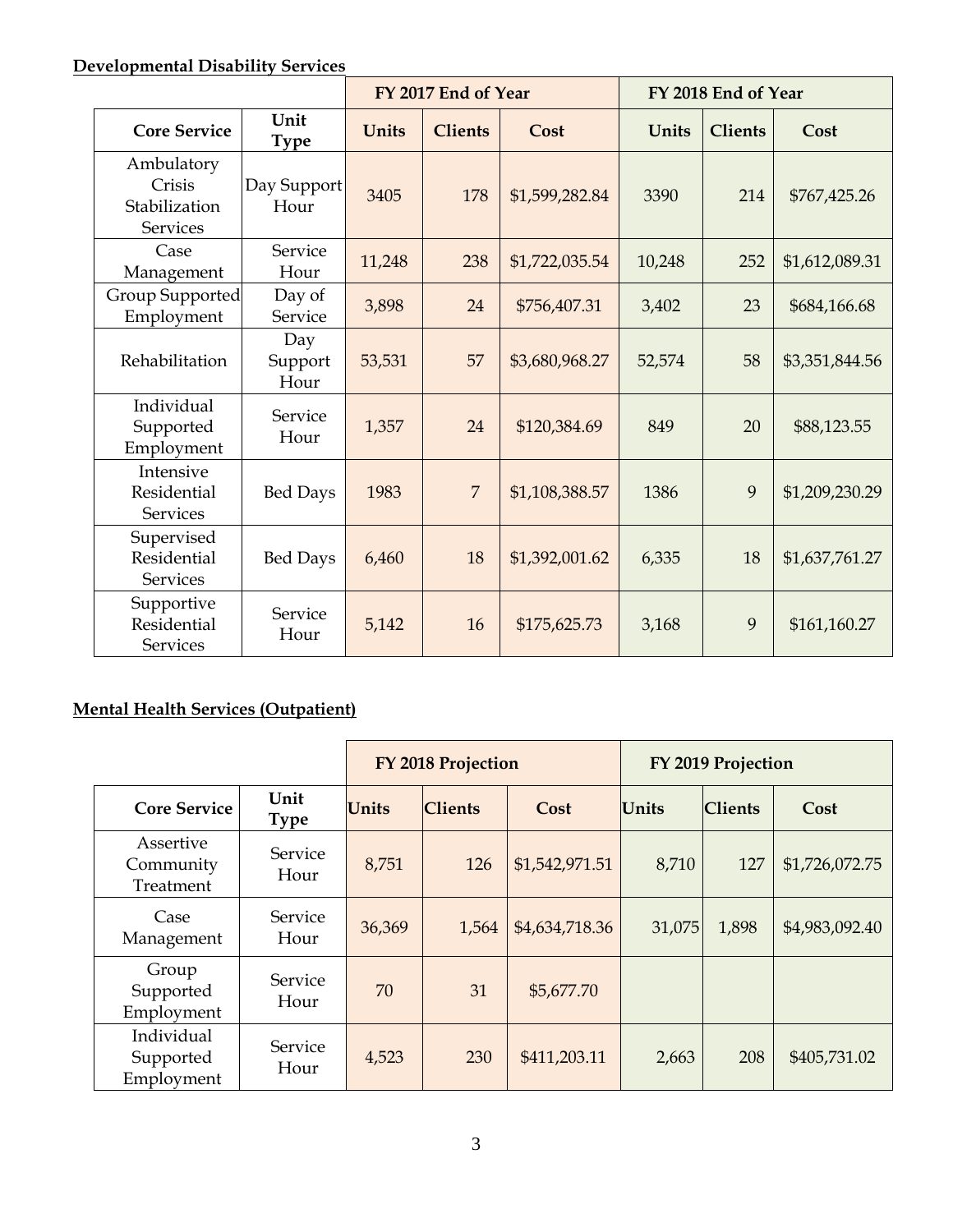**Developmental Disability Services**

| | | FY 2017 End of Year | | | FY 2018 End of Year | | |
|---|---|---|---|---|---|---|---|
| **Core Service** | **Unit Type** | **Units** | **Clients** | **Cost** | **Units** | **Clients** | **Cost** |
| Ambulatory Crisis Stabilization Services | Day Support Hour | 3405 | 178 | $1,599,282.84 | 3390 | 214 | $767,425.26 |
| Case Management | Service Hour | 11,248 | 238 | $1,722,035.54 | 10,248 | 252 | $1,612,089.31 |
| Group Supported Employment | Day of Service | 3,898 | 24 | $756,407.31 | 3,402 | 23 | $684,166.68 |
| Rehabilitation | Day Support Hour | 53,531 | 57 | $3,680,968.27 | 52,574 | 58 | $3,351,844.56 |
| Individual Supported Employment | Service Hour | 1,357 | 24 | $120,384.69 | 849 | 20 | $88,123.55 |
| Intensive Residential Services | Bed Days | 1983 | 7 | $1,108,388.57 | 1386 | 9 | $1,209,230.29 |
| Supervised Residential Services | Bed Days | 6,460 | 18 | $1,392,001.62 | 6,335 | 18 | $1,637,761.27 |
| Supportive Residential Services | Service Hour | 5,142 | 16 | $175,625.73 | 3,168 | 9 | $161,160.27 |

**Mental Health Services (Outpatient)**

| | | FY 2018 Projection | | | FY 2019 Projection | | |
|---|---|---|---|---|---|---|---|
| **Core Service** | **Unit Type** | **Units** | **Clients** | **Cost** | **Units** | **Clients** | **Cost** |
| Assertive Community Treatment | Service Hour | 8,751 | 126 | $1,542,971.51 | 8,710 | 127 | $1,726,072.75 |
| Case Management | Service Hour | 36,369 | 1,564 | $4,634,718.36 | 31,075 | 1,898 | $4,983,092.40 |
| Group Supported Employment | Service Hour | 70 | 31 | $5,677.70 | | | |
| Individual Supported Employment | Service Hour | 4,523 | 230 | $411,203.11 | 2,663 | 208 | $405,731.02 |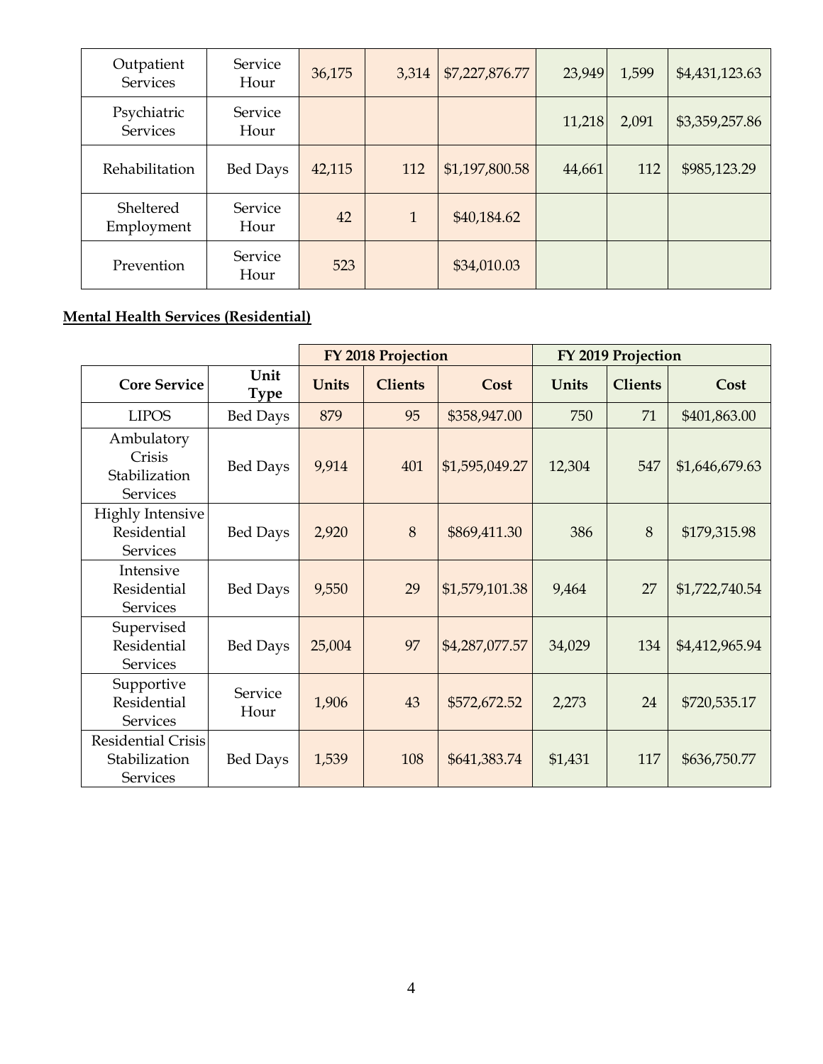| Outpatient Services | Service Hour | 36,175 | 3,314 | $7,227,876.77 | 23,949 | 1,599 | $4,431,123.63 |
|---|---|---|---|---|---|---|---|
| Psychiatric Services | Service Hour | | | | 11,218 | 2,091 | $3,359,257.86 |
| Rehabilitation | Bed Days | 42,115 | 112 | $1,197,800.58 | 44,661 | 112 | $985,123.29 |
| Sheltered Employment | Service Hour | 42 | 1 | $40,184.62 | | | |
| Prevention | Service Hour | 523 | | $34,010.03 | | | |

**Mental Health Services (Residential)**

| | | FY 2018 Projection | | | FY 2019 Projection | | |
|---|---|---|---|---|---|---|---|
| **Core Service** | **Unit Type** | **Units** | **Clients** | **Cost** | **Units** | **Clients** | **Cost** |
| LIPOS | Bed Days | 879 | 95 | $358,947.00 | 750 | 71 | $401,863.00 |
| Ambulatory Crisis Stabilization Services | Bed Days | 9,914 | 401 | $1,595,049.27 | 12,304 | 547 | $1,646,679.63 |
| Highly Intensive Residential Services | Bed Days | 2,920 | 8 | $869,411.30 | 386 | 8 | $179,315.98 |
| Intensive Residential Services | Bed Days | 9,550 | 29 | $1,579,101.38 | 9,464 | 27 | $1,722,740.54 |
| Supervised Residential Services | Bed Days | 25,004 | 97 | $4,287,077.57 | 34,029 | 134 | $4,412,965.94 |
| Supportive Residential Services | Service Hour | 1,906 | 43 | $572,672.52 | 2,273 | 24 | $720,535.17 |
| Residential Crisis Stabilization Services | Bed Days | 1,539 | 108 | $641,383.74 | $1,431 | 117 | $636,750.77 |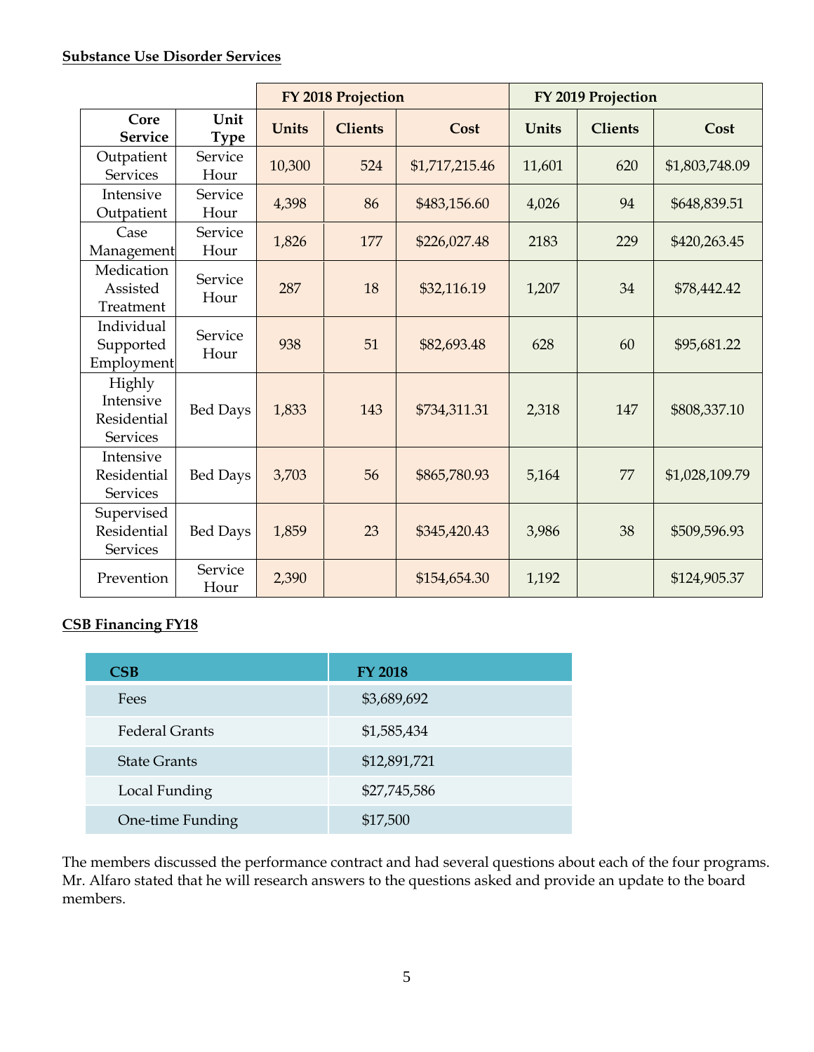**Substance Use Disorder Services**

| | | FY 2018 Projection | | | FY 2019 Projection | | |
|---|---|---|---|---|---|---|---|
| **Core Service** | **Unit Type** | **Units** | **Clients** | **Cost** | **Units** | **Clients** | **Cost** |
| Outpatient Services | Service Hour | 10,300 | 524 | $1,717,215.46 | 11,601 | 620 | $1,803,748.09 |
| Intensive Outpatient | Service Hour | 4,398 | 86 | $483,156.60 | 4,026 | 94 | $648,839.51 |
| Case Management | Service Hour | 1,826 | 177 | $226,027.48 | 2183 | 229 | $420,263.45 |
| Medication Assisted Treatment | Service Hour | 287 | 18 | $32,116.19 | 1,207 | 34 | $78,442.42 |
| Individual Supported Employment | Service Hour | 938 | 51 | $82,693.48 | 628 | 60 | $95,681.22 |
| Highly Intensive Residential Services | Bed Days | 1,833 | 143 | $734,311.31 | 2,318 | 147 | $808,337.10 |
| Intensive Residential Services | Bed Days | 3,703 | 56 | $865,780.93 | 5,164 | 77 | $1,028,109.79 |
| Supervised Residential Services | Bed Days | 1,859 | 23 | $345,420.43 | 3,986 | 38 | $509,596.93 |
| Prevention | Service Hour | 2,390 | | $154,654.30 | 1,192 | | $124,905.37 |

**CSB Financing FY18**

| CSB | FY 2018 |
|---|---|
| Fees | $3,689,692 |
| Federal Grants | $1,585,434 |
| State Grants | $12,891,721 |
| Local Funding | $27,745,586 |
| One-time Funding | $17,500 |

The members discussed the performance contract and had several questions about each of the four programs. Mr. Alfaro stated that he will research answers to the questions asked and provide an update to the board members.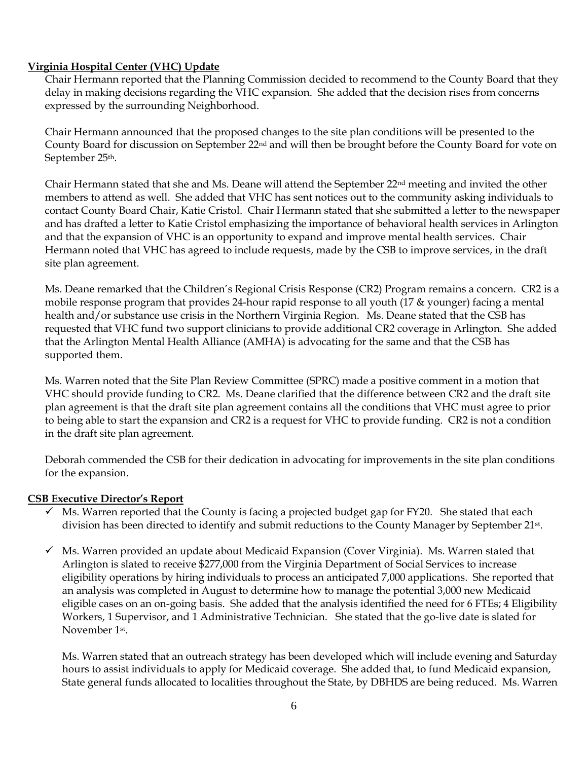**Virginia Hospital Center (VHC) Update**

Chair Hermann reported that the Planning Commission decided to recommend to the County Board that they delay in making decisions regarding the VHC expansion. She added that the decision rises from concerns expressed by the surrounding Neighborhood.

Chair Hermann announced that the proposed changes to the site plan conditions will be presented to the County Board for discussion on September 22nd and will then be brought before the County Board for vote on September 25th.

Chair Hermann stated that she and Ms. Deane will attend the September 22nd meeting and invited the other members to attend as well. She added that VHC has sent notices out to the community asking individuals to contact County Board Chair, Katie Cristol. Chair Hermann stated that she submitted a letter to the newspaper and has drafted a letter to Katie Cristol emphasizing the importance of behavioral health services in Arlington and that the expansion of VHC is an opportunity to expand and improve mental health services. Chair Hermann noted that VHC has agreed to include requests, made by the CSB to improve services, in the draft site plan agreement.

Ms. Deane remarked that the Children's Regional Crisis Response (CR2) Program remains a concern. CR2 is a mobile response program that provides 24-hour rapid response to all youth (17 & younger) facing a mental health and/or substance use crisis in the Northern Virginia Region. Ms. Deane stated that the CSB has requested that VHC fund two support clinicians to provide additional CR2 coverage in Arlington. She added that the Arlington Mental Health Alliance (AMHA) is advocating for the same and that the CSB has supported them.

Ms. Warren noted that the Site Plan Review Committee (SPRC) made a positive comment in a motion that VHC should provide funding to CR2. Ms. Deane clarified that the difference between CR2 and the draft site plan agreement is that the draft site plan agreement contains all the conditions that VHC must agree to prior to being able to start the expansion and CR2 is a request for VHC to provide funding. CR2 is not a condition in the draft site plan agreement.

Deborah commended the CSB for their dedication in advocating for improvements in the site plan conditions for the expansion.

**CSB Executive Director's Report**

- ✓ Ms. Warren reported that the County is facing a projected budget gap for FY20. She stated that each division has been directed to identify and submit reductions to the County Manager by September 21st.

- ✓ Ms. Warren provided an update about Medicaid Expansion (Cover Virginia). Ms. Warren stated that Arlington is slated to receive $277,000 from the Virginia Department of Social Services to increase eligibility operations by hiring individuals to process an anticipated 7,000 applications. She reported that an analysis was completed in August to determine how to manage the potential 3,000 new Medicaid eligible cases on an on-going basis. She added that the analysis identified the need for 6 FTEs; 4 Eligibility Workers, 1 Supervisor, and 1 Administrative Technician. She stated that the go-live date is slated for November 1st.

  Ms. Warren stated that an outreach strategy has been developed which will include evening and Saturday hours to assist individuals to apply for Medicaid coverage. She added that, to fund Medicaid expansion, State general funds allocated to localities throughout the State, by DBHDS are being reduced. Ms. Warren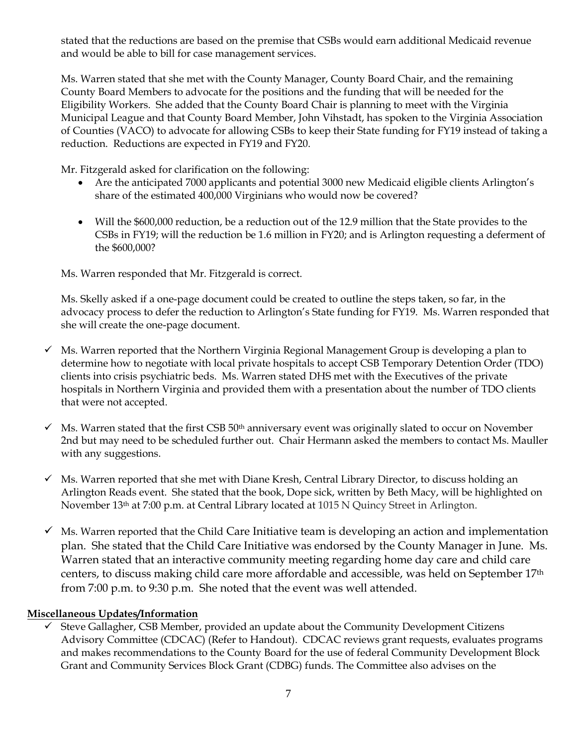stated that the reductions are based on the premise that CSBs would earn additional Medicaid revenue and would be able to bill for case management services.

Ms. Warren stated that she met with the County Manager, County Board Chair, and the remaining County Board Members to advocate for the positions and the funding that will be needed for the Eligibility Workers. She added that the County Board Chair is planning to meet with the Virginia Municipal League and that County Board Member, John Vihstadt, has spoken to the Virginia Association of Counties (VACO) to advocate for allowing CSBs to keep their State funding for FY19 instead of taking a reduction. Reductions are expected in FY19 and FY20.

Mr. Fitzgerald asked for clarification on the following:

- Are the anticipated 7000 applicants and potential 3000 new Medicaid eligible clients Arlington's share of the estimated 400,000 Virginians who would now be covered?
- Will the $600,000 reduction, be a reduction out of the 12.9 million that the State provides to the CSBs in FY19; will the reduction be 1.6 million in FY20; and is Arlington requesting a deferment of the $600,000?

Ms. Warren responded that Mr. Fitzgerald is correct.

Ms. Skelly asked if a one-page document could be created to outline the steps taken, so far, in the advocacy process to defer the reduction to Arlington's State funding for FY19. Ms. Warren responded that she will create the one-page document.

- ✓ Ms. Warren reported that the Northern Virginia Regional Management Group is developing a plan to determine how to negotiate with local private hospitals to accept CSB Temporary Detention Order (TDO) clients into crisis psychiatric beds. Ms. Warren stated DHS met with the Executives of the private hospitals in Northern Virginia and provided them with a presentation about the number of TDO clients that were not accepted.
- ✓ Ms. Warren stated that the first CSB 50th anniversary event was originally slated to occur on November 2nd but may need to be scheduled further out. Chair Hermann asked the members to contact Ms. Mauller with any suggestions.
- ✓ Ms. Warren reported that she met with Diane Kresh, Central Library Director, to discuss holding an Arlington Reads event. She stated that the book, Dope sick, written by Beth Macy, will be highlighted on November 13th at 7:00 p.m. at Central Library located at 1015 N Quincy Street in Arlington.
- ✓ Ms. Warren reported that the Child Care Initiative team is developing an action and implementation plan. She stated that the Child Care Initiative was endorsed by the County Manager in June. Ms. Warren stated that an interactive community meeting regarding home day care and child care centers, to discuss making child care more affordable and accessible, was held on September 17th from 7:00 p.m. to 9:30 p.m. She noted that the event was well attended.

**Miscellaneous Updates/Information**

- ✓ Steve Gallagher, CSB Member, provided an update about the Community Development Citizens Advisory Committee (CDCAC) (Refer to Handout). CDCAC reviews grant requests, evaluates programs and makes recommendations to the County Board for the use of federal Community Development Block Grant and Community Services Block Grant (CDBG) funds. The Committee also advises on the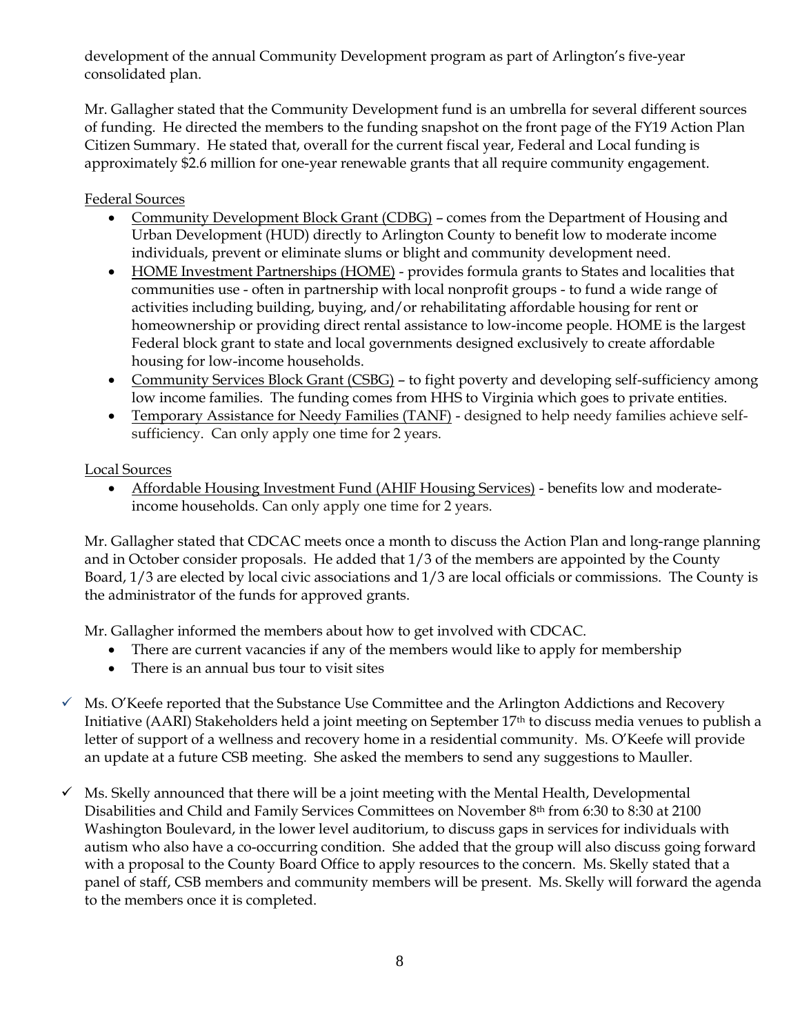development of the annual Community Development program as part of Arlington's five-year consolidated plan.

Mr. Gallagher stated that the Community Development fund is an umbrella for several different sources of funding. He directed the members to the funding snapshot on the front page of the FY19 Action Plan Citizen Summary. He stated that, overall for the current fiscal year, Federal and Local funding is approximately $2.6 million for one-year renewable grants that all require community engagement.

Federal Sources

- Community Development Block Grant (CDBG) – comes from the Department of Housing and Urban Development (HUD) directly to Arlington County to benefit low to moderate income individuals, prevent or eliminate slums or blight and community development need.
- HOME Investment Partnerships (HOME) - provides formula grants to States and localities that communities use - often in partnership with local nonprofit groups - to fund a wide range of activities including building, buying, and/or rehabilitating affordable housing for rent or homeownership or providing direct rental assistance to low-income people. HOME is the largest Federal block grant to state and local governments designed exclusively to create affordable housing for low-income households.
- Community Services Block Grant (CSBG) – to fight poverty and developing self-sufficiency among low income families. The funding comes from HHS to Virginia which goes to private entities.
- Temporary Assistance for Needy Families (TANF) - designed to help needy families achieve self-sufficiency. Can only apply one time for 2 years.

Local Sources

- Affordable Housing Investment Fund (AHIF Housing Services) - benefits low and moderate-income households. Can only apply one time for 2 years.

Mr. Gallagher stated that CDCAC meets once a month to discuss the Action Plan and long-range planning and in October consider proposals. He added that 1/3 of the members are appointed by the County Board, 1/3 are elected by local civic associations and 1/3 are local officials or commissions. The County is the administrator of the funds for approved grants.

Mr. Gallagher informed the members about how to get involved with CDCAC.

- There are current vacancies if any of the members would like to apply for membership
- There is an annual bus tour to visit sites

✓ Ms. O'Keefe reported that the Substance Use Committee and the Arlington Addictions and Recovery Initiative (AARI) Stakeholders held a joint meeting on September 17th to discuss media venues to publish a letter of support of a wellness and recovery home in a residential community. Ms. O'Keefe will provide an update at a future CSB meeting. She asked the members to send any suggestions to Mauller.

✓ Ms. Skelly announced that there will be a joint meeting with the Mental Health, Developmental Disabilities and Child and Family Services Committees on November 8th from 6:30 to 8:30 at 2100 Washington Boulevard, in the lower level auditorium, to discuss gaps in services for individuals with autism who also have a co-occurring condition. She added that the group will also discuss going forward with a proposal to the County Board Office to apply resources to the concern. Ms. Skelly stated that a panel of staff, CSB members and community members will be present. Ms. Skelly will forward the agenda to the members once it is completed.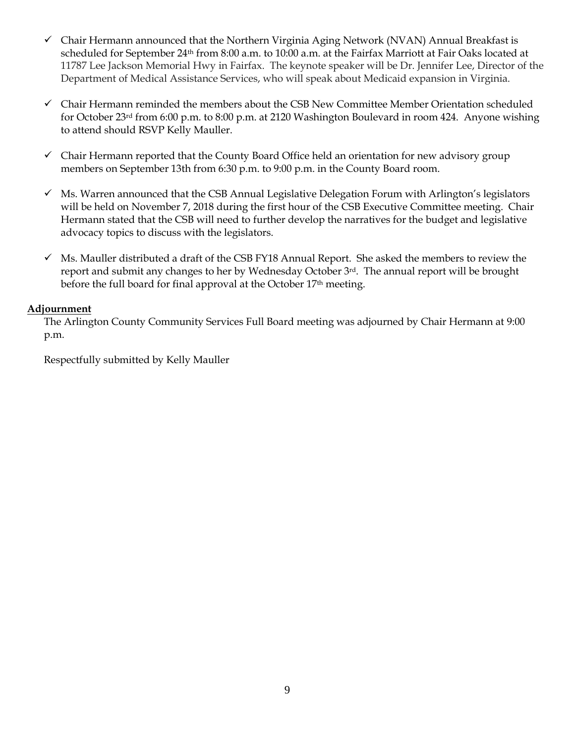- ✓ Chair Hermann announced that the Northern Virginia Aging Network (NVAN) Annual Breakfast is scheduled for September 24th from 8:00 a.m. to 10:00 a.m. at the Fairfax Marriott at Fair Oaks located at 11787 Lee Jackson Memorial Hwy in Fairfax. The keynote speaker will be Dr. Jennifer Lee, Director of the Department of Medical Assistance Services, who will speak about Medicaid expansion in Virginia.

- ✓ Chair Hermann reminded the members about the CSB New Committee Member Orientation scheduled for October 23rd from 6:00 p.m. to 8:00 p.m. at 2120 Washington Boulevard in room 424. Anyone wishing to attend should RSVP Kelly Mauller.

- ✓ Chair Hermann reported that the County Board Office held an orientation for new advisory group members on September 13th from 6:30 p.m. to 9:00 p.m. in the County Board room.

- ✓ Ms. Warren announced that the CSB Annual Legislative Delegation Forum with Arlington's legislators will be held on November 7, 2018 during the first hour of the CSB Executive Committee meeting. Chair Hermann stated that the CSB will need to further develop the narratives for the budget and legislative advocacy topics to discuss with the legislators.

- ✓ Ms. Mauller distributed a draft of the CSB FY18 Annual Report. She asked the members to review the report and submit any changes to her by Wednesday October 3rd. The annual report will be brought before the full board for final approval at the October 17th meeting.

**Adjournment**

The Arlington County Community Services Full Board meeting was adjourned by Chair Hermann at 9:00 p.m.

Respectfully submitted by Kelly Mauller